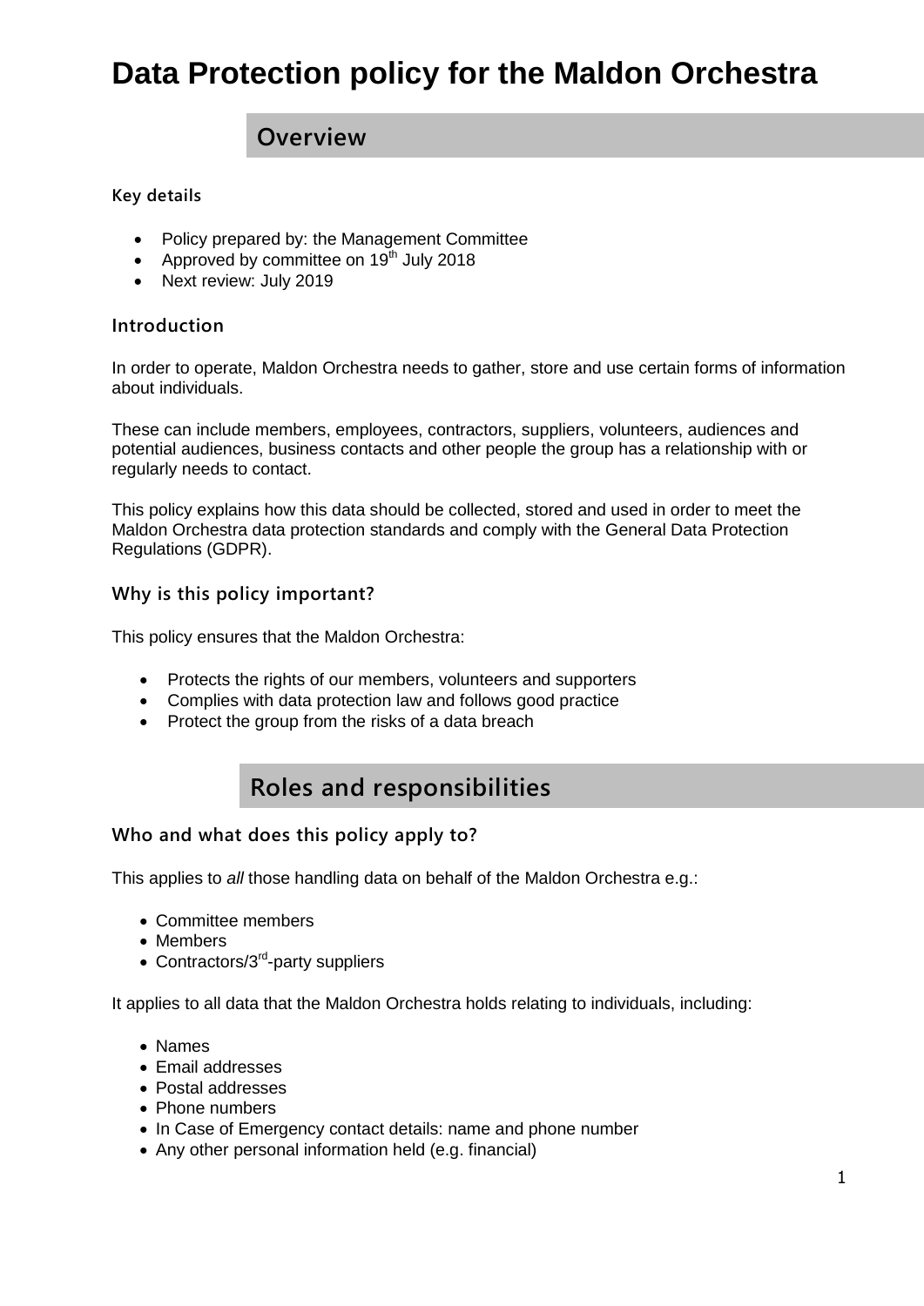# Data Protection policy for the Maldon Orchestra

## Overview

### Key details

- Policy prepared by: the Management Committee
- Approved by committee on 19th July 2018
- Next review: July 2019

### Introduction

In order to operate, Maldon Orchestra needs to gather, store and use certain forms of information about individuals.

These can include members, employees, contractors, suppliers, volunteers, audiences and potential audiences, business contacts and other people the group has a relationship with or regularly needs to contact.

This policy explains how this data should be collected, stored and used in order to meet the Maldon Orchestra data protection standards and comply with the General Data Protection Regulations (GDPR).

### Why is this policy important?

This policy ensures that the Maldon Orchestra:

- Protects the rights of our members, volunteers and supporters
- Complies with data protection law and follows good practice
- Protect the group from the risks of a data breach

## Roles and responsibilities

### Who and what does this policy apply to?

This applies to *all* those handling data on behalf of the Maldon Orchestra e.g.:

- Committee members
- Members
- Contractors/3rd-party suppliers

It applies to all data that the Maldon Orchestra holds relating to individuals, including:

- Names
- Email addresses
- Postal addresses
- Phone numbers
- In Case of Emergency contact details: name and phone number
- Any other personal information held (e.g. financial)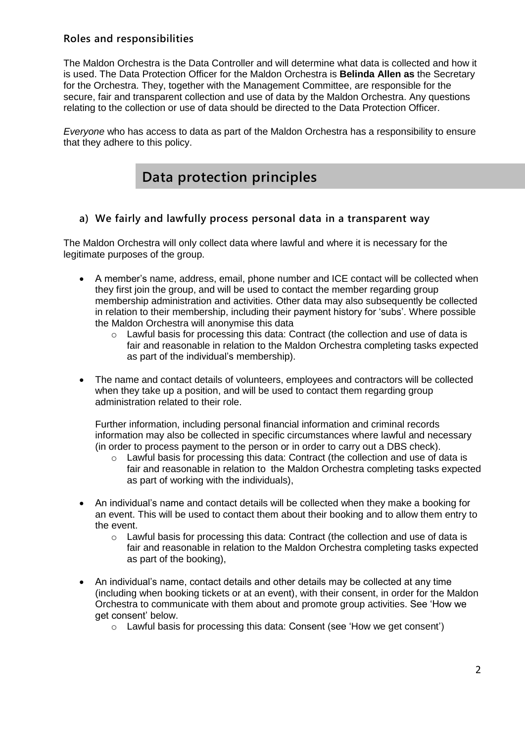### Roles and responsibilities

The Maldon Orchestra is the Data Controller and will determine what data is collected and how it is used. The Data Protection Officer for the Maldon Orchestra is **Belinda Allen as** the Secretary for the Orchestra. They, together with the Management Committee, are responsible for the secure, fair and transparent collection and use of data by the Maldon Orchestra. Any questions relating to the collection or use of data should be directed to the Data Protection Officer.

*Everyone* who has access to data as part of the Maldon Orchestra has a responsibility to ensure that they adhere to this policy.

## Data protection principles

### a) We fairly and lawfully process personal data in a transparent way

The Maldon Orchestra will only collect data where lawful and where it is necessary for the legitimate purposes of the group.

- A member's name, address, email, phone number and ICE contact will be collected when they first join the group, and will be used to contact the member regarding group membership administration and activities. Other data may also subsequently be collected in relation to their membership, including their payment history for 'subs'. Where possible the Maldon Orchestra will anonymise this data
    - Lawful basis for processing this data: Contract (the collection and use of data is fair and reasonable in relation to the Maldon Orchestra completing tasks expected as part of the individual's membership).

- The name and contact details of volunteers, employees and contractors will be collected when they take up a position, and will be used to contact them regarding group administration related to their role.

  Further information, including personal financial information and criminal records information may also be collected in specific circumstances where lawful and necessary (in order to process payment to the person or in order to carry out a DBS check).
    - Lawful basis for processing this data: Contract (the collection and use of data is fair and reasonable in relation to the Maldon Orchestra completing tasks expected as part of working with the individuals),

- An individual's name and contact details will be collected when they make a booking for an event. This will be used to contact them about their booking and to allow them entry to the event.
    - Lawful basis for processing this data: Contract (the collection and use of data is fair and reasonable in relation to the Maldon Orchestra completing tasks expected as part of the booking),

- An individual's name, contact details and other details may be collected at any time (including when booking tickets or at an event), with their consent, in order for the Maldon Orchestra to communicate with them about and promote group activities. See 'How we get consent' below.
    - Lawful basis for processing this data: Consent (see 'How we get consent')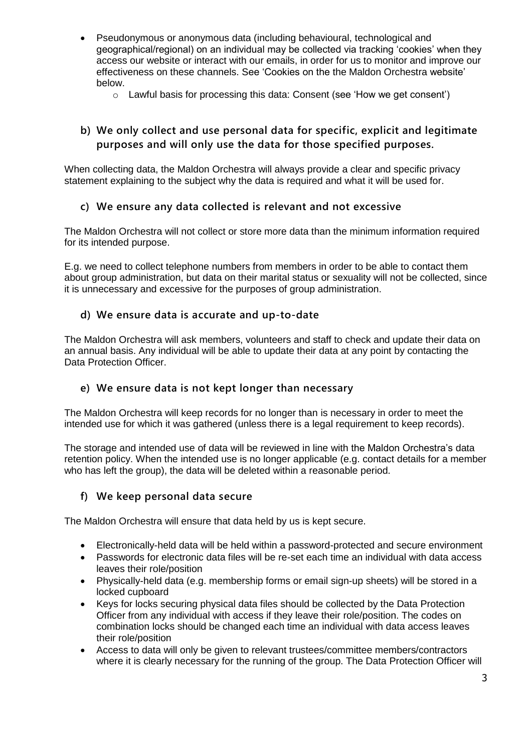- Pseudonymous or anonymous data (including behavioural, technological and geographical/regional) on an individual may be collected via tracking 'cookies' when they access our website or interact with our emails, in order for us to monitor and improve our effectiveness on these channels. See 'Cookies on the the Maldon Orchestra website' below.
    - Lawful basis for processing this data: Consent (see 'How we get consent')

### b) We only collect and use personal data for specific, explicit and legitimate purposes and will only use the data for those specified purposes.

When collecting data, the Maldon Orchestra will always provide a clear and specific privacy statement explaining to the subject why the data is required and what it will be used for.

### c) We ensure any data collected is relevant and not excessive

The Maldon Orchestra will not collect or store more data than the minimum information required for its intended purpose.

E.g. we need to collect telephone numbers from members in order to be able to contact them about group administration, but data on their marital status or sexuality will not be collected, since it is unnecessary and excessive for the purposes of group administration.

### d) We ensure data is accurate and up-to-date

The Maldon Orchestra will ask members, volunteers and staff to check and update their data on an annual basis. Any individual will be able to update their data at any point by contacting the Data Protection Officer.

### e) We ensure data is not kept longer than necessary

The Maldon Orchestra will keep records for no longer than is necessary in order to meet the intended use for which it was gathered (unless there is a legal requirement to keep records).

The storage and intended use of data will be reviewed in line with the Maldon Orchestra's data retention policy. When the intended use is no longer applicable (e.g. contact details for a member who has left the group), the data will be deleted within a reasonable period.

### f) We keep personal data secure

The Maldon Orchestra will ensure that data held by us is kept secure.

- Electronically-held data will be held within a password-protected and secure environment
- Passwords for electronic data files will be re-set each time an individual with data access leaves their role/position
- Physically-held data (e.g. membership forms or email sign-up sheets) will be stored in a locked cupboard
- Keys for locks securing physical data files should be collected by the Data Protection Officer from any individual with access if they leave their role/position. The codes on combination locks should be changed each time an individual with data access leaves their role/position
- Access to data will only be given to relevant trustees/committee members/contractors where it is clearly necessary for the running of the group. The Data Protection Officer will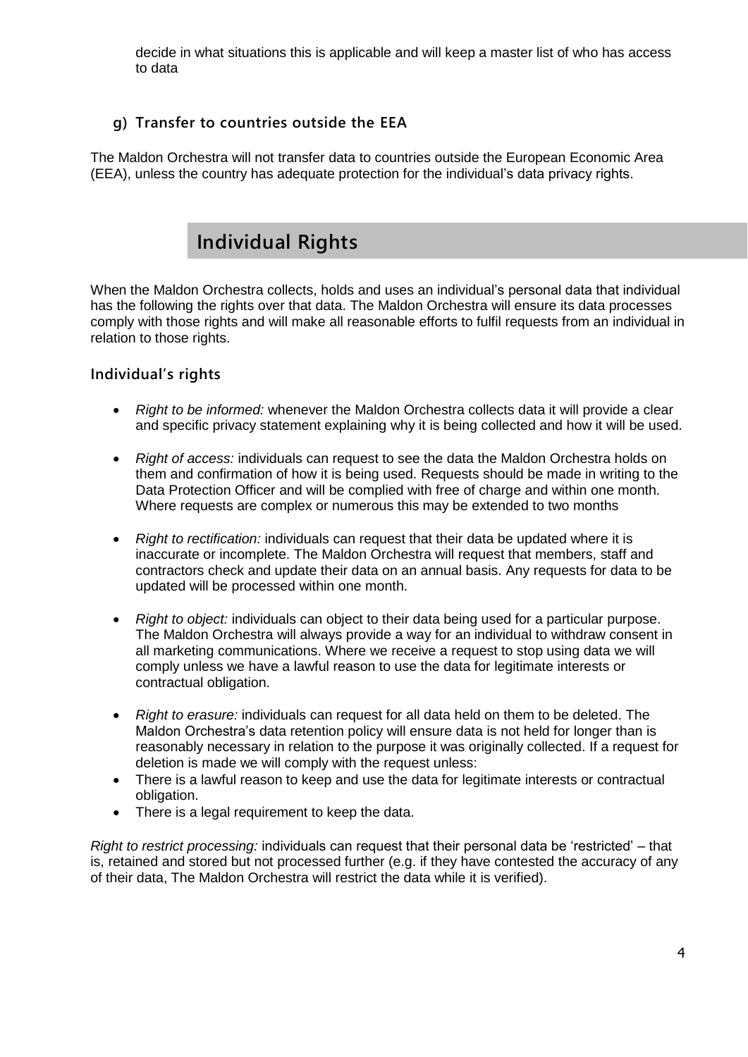decide in what situations this is applicable and will keep a master list of who has access to data

### g) Transfer to countries outside the EEA

The Maldon Orchestra will not transfer data to countries outside the European Economic Area (EEA), unless the country has adequate protection for the individual's data privacy rights.

## Individual Rights

When the Maldon Orchestra collects, holds and uses an individual's personal data that individual has the following the rights over that data. The Maldon Orchestra will ensure its data processes comply with those rights and will make all reasonable efforts to fulfil requests from an individual in relation to those rights.

### Individual's rights

- *Right to be informed:* whenever the Maldon Orchestra collects data it will provide a clear and specific privacy statement explaining why it is being collected and how it will be used.
- *Right of access:* individuals can request to see the data the Maldon Orchestra holds on them and confirmation of how it is being used. Requests should be made in writing to the Data Protection Officer and will be complied with free of charge and within one month. Where requests are complex or numerous this may be extended to two months
- *Right to rectification:* individuals can request that their data be updated where it is inaccurate or incomplete. The Maldon Orchestra will request that members, staff and contractors check and update their data on an annual basis. Any requests for data to be updated will be processed within one month.
- *Right to object:* individuals can object to their data being used for a particular purpose. The Maldon Orchestra will always provide a way for an individual to withdraw consent in all marketing communications. Where we receive a request to stop using data we will comply unless we have a lawful reason to use the data for legitimate interests or contractual obligation.
- *Right to erasure:* individuals can request for all data held on them to be deleted. The Maldon Orchestra's data retention policy will ensure data is not held for longer than is reasonably necessary in relation to the purpose it was originally collected. If a request for deletion is made we will comply with the request unless:
- There is a lawful reason to keep and use the data for legitimate interests or contractual obligation.
- There is a legal requirement to keep the data.

*Right to restrict processing:* individuals can request that their personal data be 'restricted' – that is, retained and stored but not processed further (e.g. if they have contested the accuracy of any of their data, The Maldon Orchestra will restrict the data while it is verified).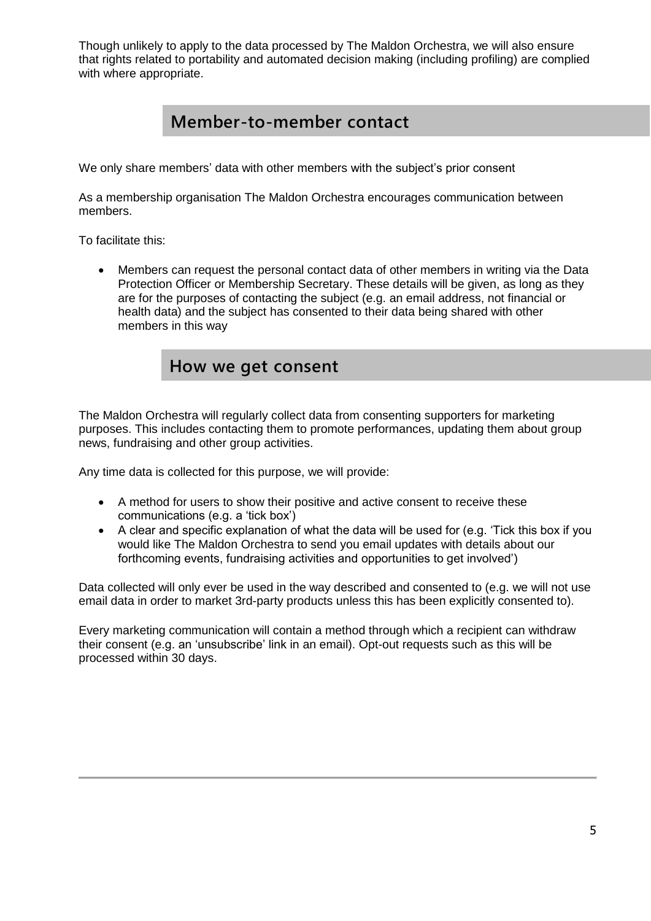Though unlikely to apply to the data processed by The Maldon Orchestra, we will also ensure that rights related to portability and automated decision making (including profiling) are complied with where appropriate.

## Member-to-member contact

We only share members' data with other members with the subject's prior consent

As a membership organisation The Maldon Orchestra encourages communication between members.

To facilitate this:

- Members can request the personal contact data of other members in writing via the Data Protection Officer or Membership Secretary. These details will be given, as long as they are for the purposes of contacting the subject (e.g. an email address, not financial or health data) and the subject has consented to their data being shared with other members in this way

## How we get consent

The Maldon Orchestra will regularly collect data from consenting supporters for marketing purposes. This includes contacting them to promote performances, updating them about group news, fundraising and other group activities.

Any time data is collected for this purpose, we will provide:

- A method for users to show their positive and active consent to receive these communications (e.g. a 'tick box')
- A clear and specific explanation of what the data will be used for (e.g. 'Tick this box if you would like The Maldon Orchestra to send you email updates with details about our forthcoming events, fundraising activities and opportunities to get involved')

Data collected will only ever be used in the way described and consented to (e.g. we will not use email data in order to market 3rd-party products unless this has been explicitly consented to).

Every marketing communication will contain a method through which a recipient can withdraw their consent (e.g. an 'unsubscribe' link in an email). Opt-out requests such as this will be processed within 30 days.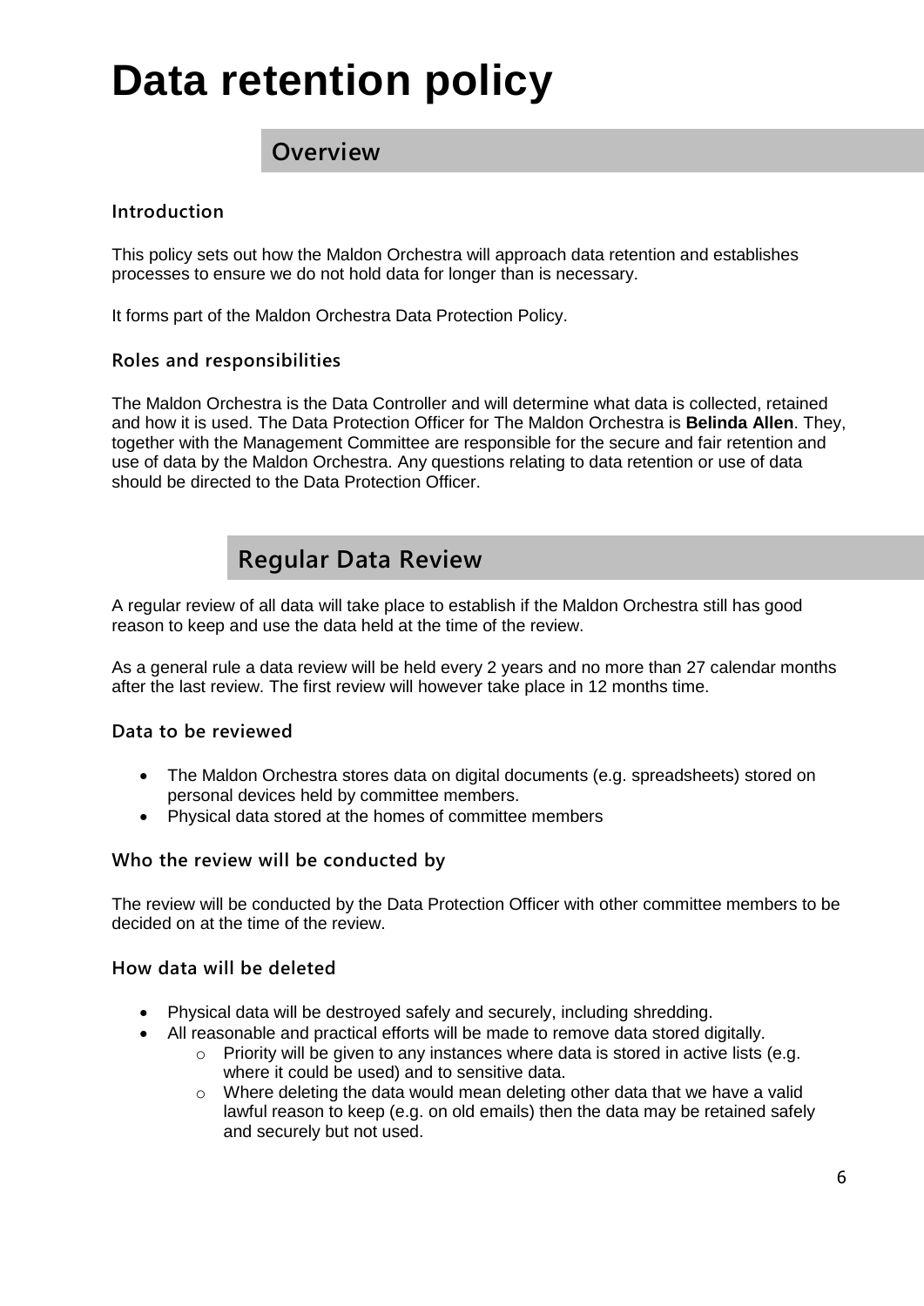# Data retention policy

## Overview

### Introduction

This policy sets out how the Maldon Orchestra will approach data retention and establishes processes to ensure we do not hold data for longer than is necessary.

It forms part of the Maldon Orchestra Data Protection Policy.

### Roles and responsibilities

The Maldon Orchestra is the Data Controller and will determine what data is collected, retained and how it is used. The Data Protection Officer for The Maldon Orchestra is **Belinda Allen**. They, together with the Management Committee are responsible for the secure and fair retention and use of data by the Maldon Orchestra. Any questions relating to data retention or use of data should be directed to the Data Protection Officer.

## Regular Data Review

A regular review of all data will take place to establish if the Maldon Orchestra still has good reason to keep and use the data held at the time of the review.

As a general rule a data review will be held every 2 years and no more than 27 calendar months after the last review. The first review will however take place in 12 months time.

### Data to be reviewed

- The Maldon Orchestra stores data on digital documents (e.g. spreadsheets) stored on personal devices held by committee members.
- Physical data stored at the homes of committee members

### Who the review will be conducted by

The review will be conducted by the Data Protection Officer with other committee members to be decided on at the time of the review.

### How data will be deleted

- Physical data will be destroyed safely and securely, including shredding.
- All reasonable and practical efforts will be made to remove data stored digitally.
    - Priority will be given to any instances where data is stored in active lists (e.g. where it could be used) and to sensitive data.
    - Where deleting the data would mean deleting other data that we have a valid lawful reason to keep (e.g. on old emails) then the data may be retained safely and securely but not used.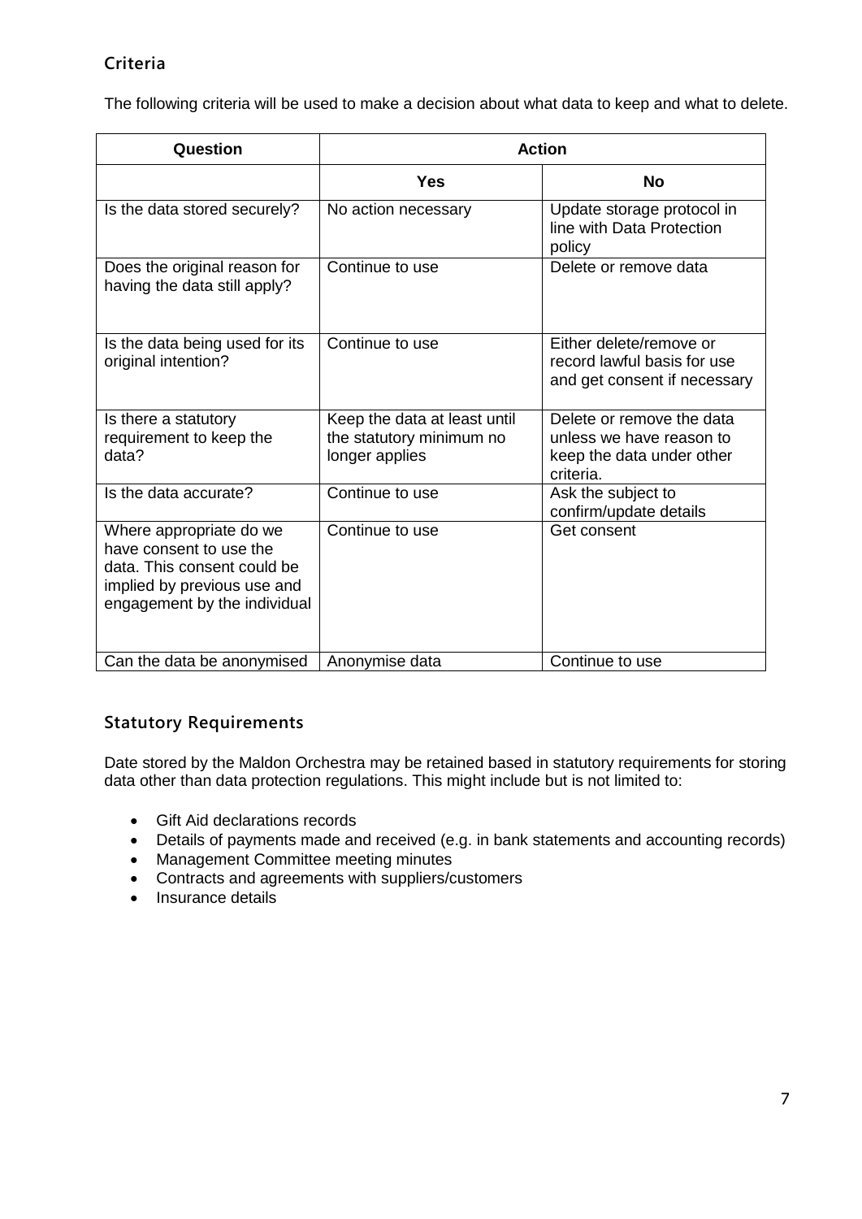## Criteria

The following criteria will be used to make a decision about what data to keep and what to delete.

| Question | Action | |
|---|---|---|
| | **Yes** | **No** |
| Is the data stored securely? | No action necessary | Update storage protocol in line with Data Protection policy |
| Does the original reason for having the data still apply? | Continue to use | Delete or remove data |
| Is the data being used for its original intention? | Continue to use | Either delete/remove or record lawful basis for use and get consent if necessary |
| Is there a statutory requirement to keep the data? | Keep the data at least until the statutory minimum no longer applies | Delete or remove the data unless we have reason to keep the data under other criteria. |
| Is the data accurate? | Continue to use | Ask the subject to confirm/update details |
| Where appropriate do we have consent to use the data. This consent could be implied by previous use and engagement by the individual | Continue to use | Get consent |
| Can the data be anonymised | Anonymise data | Continue to use |

## Statutory Requirements

Date stored by the Maldon Orchestra may be retained based in statutory requirements for storing data other than data protection regulations. This might include but is not limited to:

- Gift Aid declarations records
- Details of payments made and received (e.g. in bank statements and accounting records)
- Management Committee meeting minutes
- Contracts and agreements with suppliers/customers
- Insurance details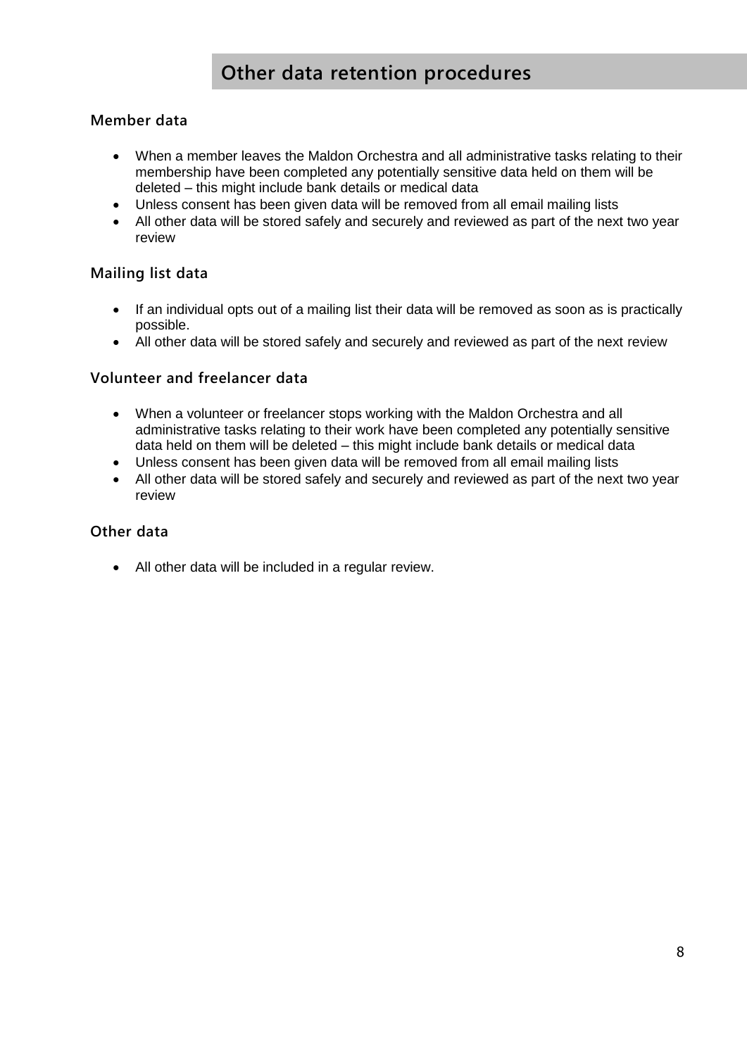# Other data retention procedures

## Member data

- When a member leaves the Maldon Orchestra and all administrative tasks relating to their membership have been completed any potentially sensitive data held on them will be deleted – this might include bank details or medical data
- Unless consent has been given data will be removed from all email mailing lists
- All other data will be stored safely and securely and reviewed as part of the next two year review

## Mailing list data

- If an individual opts out of a mailing list their data will be removed as soon as is practically possible.
- All other data will be stored safely and securely and reviewed as part of the next review

## Volunteer and freelancer data

- When a volunteer or freelancer stops working with the Maldon Orchestra and all administrative tasks relating to their work have been completed any potentially sensitive data held on them will be deleted – this might include bank details or medical data
- Unless consent has been given data will be removed from all email mailing lists
- All other data will be stored safely and securely and reviewed as part of the next two year review

## Other data

- All other data will be included in a regular review.